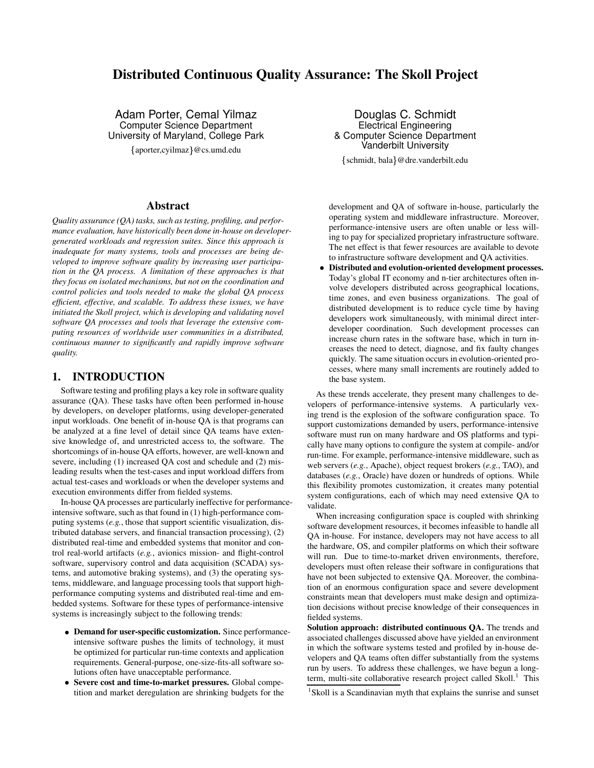# Distributed Continuous Quality Assurance: The Skoll Project

Adam Porter, Cemal Yilmaz
Computer Science Department
University of Maryland, College Park
{aporter,cyilmaz}@cs.umd.edu

Douglas C. Schmidt
Electrical Engineering
& Computer Science Department
Vanderbilt University
{schmidt, bala}@dre.vanderbilt.edu

## Abstract

*Quality assurance (QA) tasks, such as testing, profiling, and performance evaluation, have historically been done in-house on developer-generated workloads and regression suites. Since this approach is inadequate for many systems, tools and processes are being developed to improve software quality by increasing user participation in the QA process. A limitation of these approaches is that they focus on isolated mechanisms, but not on the coordination and control policies and tools needed to make the global QA process efficient, effective, and scalable. To address these issues, we have initiated the Skoll project, which is developing and validating novel software QA processes and tools that leverage the extensive computing resources of worldwide user communities in a distributed, continuous manner to significantly and rapidly improve software quality.*

## 1. INTRODUCTION

Software testing and profiling plays a key role in software quality assurance (QA). These tasks have often been performed in-house by developers, on developer platforms, using developer-generated input workloads. One benefit of in-house QA is that programs can be analyzed at a fine level of detail since QA teams have extensive knowledge of, and unrestricted access to, the software. The shortcomings of in-house QA efforts, however, are well-known and severe, including (1) increased QA cost and schedule and (2) misleading results when the test-cases and input workload differs from actual test-cases and workloads or when the developer systems and execution environments differ from fielded systems.

In-house QA processes are particularly ineffective for performance-intensive software, such as that found in (1) high-performance computing systems (*e.g.*, those that support scientific visualization, distributed database servers, and financial transaction processing), (2) distributed real-time and embedded systems that monitor and control real-world artifacts (*e.g.*, avionics mission- and flight-control software, supervisory control and data acquisition (SCADA) systems, and automotive braking systems), and (3) the operating systems, middleware, and language processing tools that support high-performance computing systems and distributed real-time and embedded systems. Software for these types of performance-intensive systems is increasingly subject to the following trends:

- **Demand for user-specific customization.** Since performance-intensive software pushes the limits of technology, it must be optimized for particular run-time contexts and application requirements. General-purpose, one-size-fits-all software solutions often have unacceptable performance.
- **Severe cost and time-to-market pressures.** Global competition and market deregulation are shrinking budgets for the development and QA of software in-house, particularly the operating system and middleware infrastructure. Moreover, performance-intensive users are often unable or less willing to pay for specialized proprietary infrastructure software. The net effect is that fewer resources are available to devote to infrastructure software development and QA activities.
- **Distributed and evolution-oriented development processes.** Today's global IT economy and n-tier architectures often involve developers distributed across geographical locations, time zones, and even business organizations. The goal of distributed development is to reduce cycle time by having developers work simultaneously, with minimal direct inter-developer coordination. Such development processes can increase churn rates in the software base, which in turn increases the need to detect, diagnose, and fix faulty changes quickly. The same situation occurs in evolution-oriented processes, where many small increments are routinely added to the base system.

As these trends accelerate, they present many challenges to developers of performance-intensive systems. A particularly vexing trend is the explosion of the software configuration space. To support customizations demanded by users, performance-intensive software must run on many hardware and OS platforms and typically have many options to configure the system at compile- and/or run-time. For example, performance-intensive middleware, such as web servers (*e.g.*, Apache), object request brokers (*e.g.*, TAO), and databases (*e.g.*, Oracle) have dozen or hundreds of options. While this flexibility promotes customization, it creates many potential system configurations, each of which may need extensive QA to validate.

When increasing configuration space is coupled with shrinking software development resources, it becomes infeasible to handle all QA in-house. For instance, developers may not have access to all the hardware, OS, and compiler platforms on which their software will run. Due to time-to-market driven environments, therefore, developers must often release their software in configurations that have not been subjected to extensive QA. Moreover, the combination of an enormous configuration space and severe development constraints mean that developers must make design and optimization decisions without precise knowledge of their consequences in fielded systems.

**Solution approach: distributed continuous QA.** The trends and associated challenges discussed above have yielded an environment in which the software systems tested and profiled by in-house developers and QA teams often differ substantially from the systems run by users. To address these challenges, we have begun a long-term, multi-site collaborative research project called Skoll.[1] This

[1] Skoll is a Scandinavian myth that explains the sunrise and sunset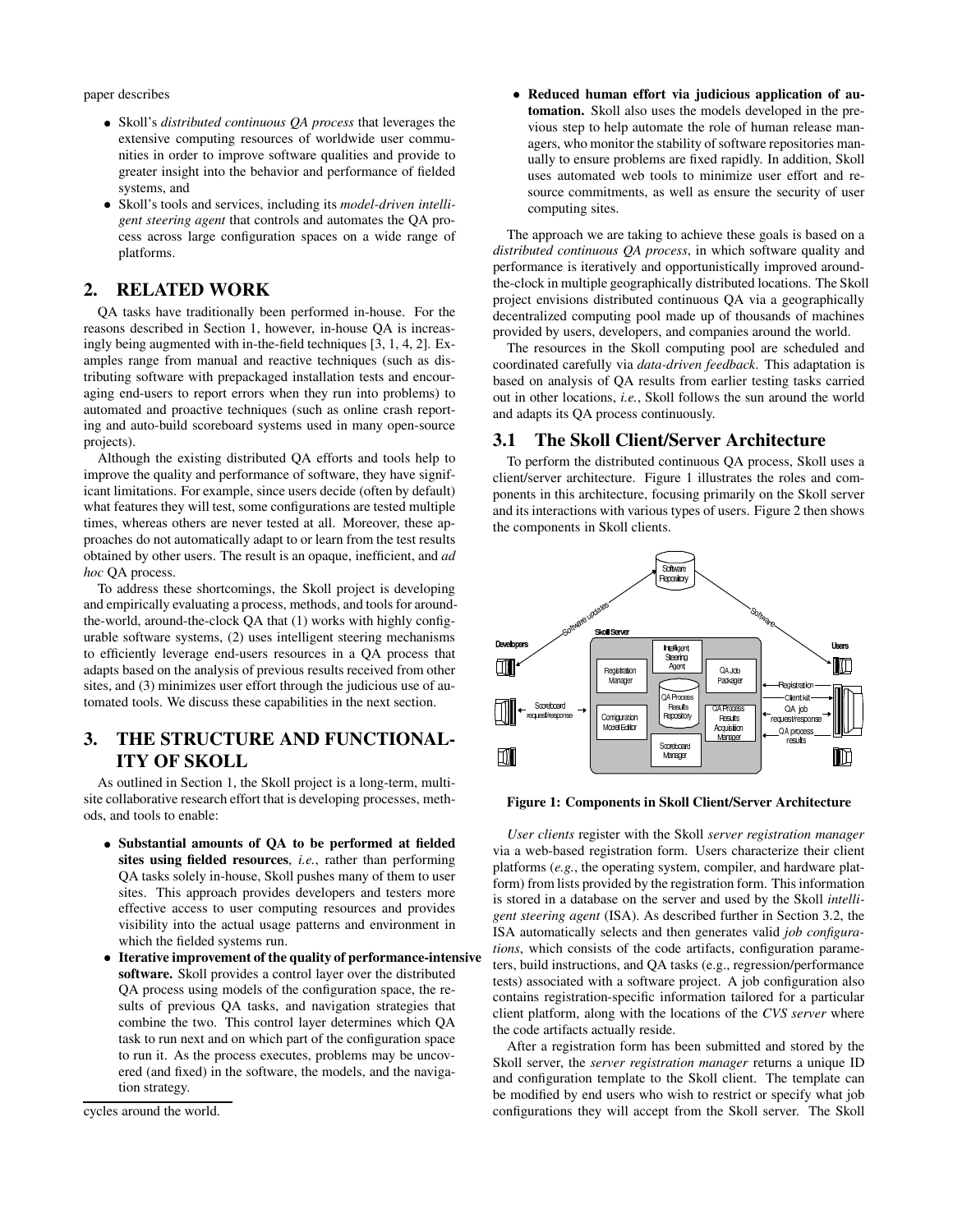paper describes

- Skoll's *distributed continuous QA process* that leverages the extensive computing resources of worldwide user communities in order to improve software qualities and provide to greater insight into the behavior and performance of fielded systems, and
- Skoll's tools and services, including its *model-driven intelligent steering agent* that controls and automates the QA process across large configuration spaces on a wide range of platforms.

## 2. RELATED WORK

QA tasks have traditionally been performed in-house. For the reasons described in Section 1, however, in-house QA is increasingly being augmented with in-the-field techniques [3, 1, 4, 2]. Examples range from manual and reactive techniques (such as distributing software with prepackaged installation tests and encouraging end-users to report errors when they run into problems) to automated and proactive techniques (such as online crash reporting and auto-build scoreboard systems used in many open-source projects).

Although the existing distributed QA efforts and tools help to improve the quality and performance of software, they have significant limitations. For example, since users decide (often by default) what features they will test, some configurations are tested multiple times, whereas others are never tested at all. Moreover, these approaches do not automatically adapt to or learn from the test results obtained by other users. The result is an opaque, inefficient, and *ad hoc* QA process.

To address these shortcomings, the Skoll project is developing and empirically evaluating a process, methods, and tools for around-the-world, around-the-clock QA that (1) works with highly configurable software systems, (2) uses intelligent steering mechanisms to efficiently leverage end-users resources in a QA process that adapts based on the analysis of previous results received from other sites, and (3) minimizes user effort through the judicious use of automated tools. We discuss these capabilities in the next section.

## 3. THE STRUCTURE AND FUNCTIONALITY OF SKOLL

As outlined in Section 1, the Skoll project is a long-term, multi-site collaborative research effort that is developing processes, methods, and tools to enable:

- **Substantial amounts of QA to be performed at fielded sites using fielded resources**, *i.e.*, rather than performing QA tasks solely in-house, Skoll pushes many of them to user sites. This approach provides developers and testers more effective access to user computing resources and provides visibility into the actual usage patterns and environment in which the fielded systems run.
- **Iterative improvement of the quality of performance-intensive software.** Skoll provides a control layer over the distributed QA process using models of the configuration space, the results of previous QA tasks, and navigation strategies that combine the two. This control layer determines which QA task to run next and on which part of the configuration space to run it. As the process executes, problems may be uncovered (and fixed) in the software, the models, and the navigation strategy.
- **Reduced human effort via judicious application of automation.** Skoll also uses the models developed in the previous step to help automate the role of human release managers, who monitor the stability of software repositories manually to ensure problems are fixed rapidly. In addition, Skoll uses automated web tools to minimize user effort and resource commitments, as well as ensure the security of user computing sites.

cycles around the world.

The approach we are taking to achieve these goals is based on a *distributed continuous QA process*, in which software quality and performance is iteratively and opportunistically improved around-the-clock in multiple geographically distributed locations. The Skoll project envisions distributed continuous QA via a geographically decentralized computing pool made up of thousands of machines provided by users, developers, and companies around the world.

The resources in the Skoll computing pool are scheduled and coordinated carefully via *data-driven feedback*. This adaptation is based on analysis of QA results from earlier testing tasks carried out in other locations, *i.e.*, Skoll follows the sun around the world and adapts its QA process continuously.

### 3.1 The Skoll Client/Server Architecture

To perform the distributed continuous QA process, Skoll uses a client/server architecture. Figure 1 illustrates the roles and components in this architecture, focusing primarily on the Skoll server and its interactions with various types of users. Figure 2 then shows the components in Skoll clients.

**Figure 1: Components in Skoll Client/Server Architecture**

*User clients* register with the Skoll *server registration manager* via a web-based registration form. Users characterize their client platforms (*e.g.*, the operating system, compiler, and hardware platform) from lists provided by the registration form. This information is stored in a database on the server and used by the Skoll *intelligent steering agent* (ISA). As described further in Section 3.2, the ISA automatically selects and then generates valid *job configurations*, which consists of the code artifacts, configuration parameters, build instructions, and QA tasks (e.g., regression/performance tests) associated with a software project. A job configuration also contains registration-specific information tailored for a particular client platform, along with the locations of the *CVS server* where the code artifacts actually reside.

After a registration form has been submitted and stored by the Skoll server, the *server registration manager* returns a unique ID and configuration template to the Skoll client. The template can be modified by end users who wish to restrict or specify what job configurations they will accept from the Skoll server. The Skoll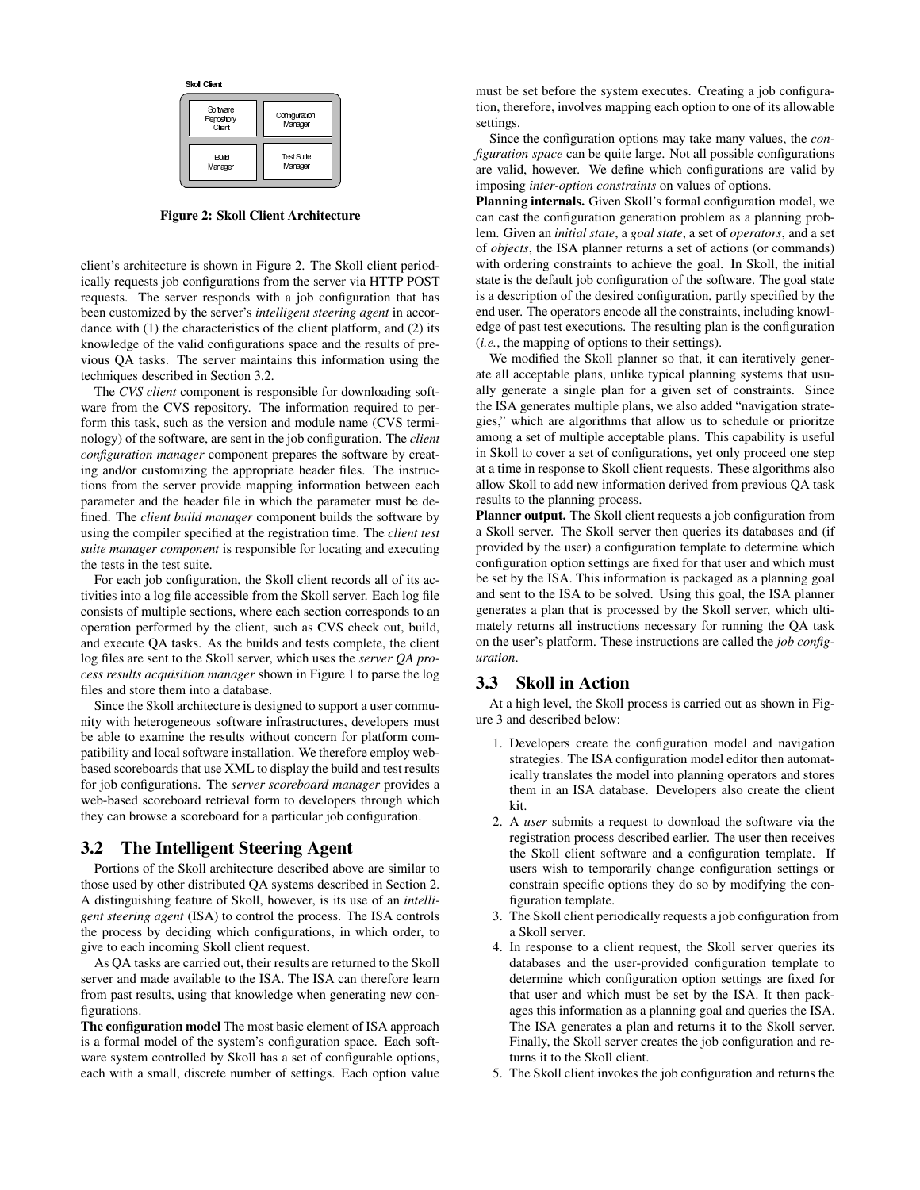**Skoll Client**

| Software Repository Client | Configuration Manager |
|---|---|
| Build Manager | Test Suite Manager |

**Figure 2: Skoll Client Architecture**

client's architecture is shown in Figure 2. The Skoll client periodically requests job configurations from the server via HTTP POST requests. The server responds with a job configuration that has been customized by the server's *intelligent steering agent* in accordance with (1) the characteristics of the client platform, and (2) its knowledge of the valid configurations space and the results of previous QA tasks. The server maintains this information using the techniques described in Section 3.2.

The *CVS client* component is responsible for downloading software from the CVS repository. The information required to perform this task, such as the version and module name (CVS terminology) of the software, are sent in the job configuration. The *client configuration manager* component prepares the software by creating and/or customizing the appropriate header files. The instructions from the server provide mapping information between each parameter and the header file in which the parameter must be defined. The *client build manager* component builds the software by using the compiler specified at the registration time. The *client test suite manager component* is responsible for locating and executing the tests in the test suite.

For each job configuration, the Skoll client records all of its activities into a log file accessible from the Skoll server. Each log file consists of multiple sections, where each section corresponds to an operation performed by the client, such as CVS check out, build, and execute QA tasks. As the builds and tests complete, the client log files are sent to the Skoll server, which uses the *server QA process results acquisition manager* shown in Figure 1 to parse the log files and store them into a database.

Since the Skoll architecture is designed to support a user community with heterogeneous software infrastructures, developers must be able to examine the results without concern for platform compatibility and local software installation. We therefore employ web-based scoreboards that use XML to display the build and test results for job configurations. The *server scoreboard manager* provides a web-based scoreboard retrieval form to developers through which they can browse a scoreboard for a particular job configuration.

## 3.2 The Intelligent Steering Agent

Portions of the Skoll architecture described above are similar to those used by other distributed QA systems described in Section 2. A distinguishing feature of Skoll, however, is its use of an *intelligent steering agent* (ISA) to control the process. The ISA controls the process by deciding which configurations, in which order, to give to each incoming Skoll client request.

As QA tasks are carried out, their results are returned to the Skoll server and made available to the ISA. The ISA can therefore learn from past results, using that knowledge when generating new configurations.

**The configuration model** The most basic element of ISA approach is a formal model of the system's configuration space. Each software system controlled by Skoll has a set of configurable options, each with a small, discrete number of settings. Each option value must be set before the system executes. Creating a job configuration, therefore, involves mapping each option to one of its allowable settings.

Since the configuration options may take many values, the *configuration space* can be quite large. Not all possible configurations are valid, however. We define which configurations are valid by imposing *inter-option constraints* on values of options.

**Planning internals.** Given Skoll's formal configuration model, we can cast the configuration generation problem as a planning problem. Given an *initial state*, a *goal state*, a set of *operators*, and a set of *objects*, the ISA planner returns a set of actions (or commands) with ordering constraints to achieve the goal. In Skoll, the initial state is the default job configuration of the software. The goal state is a description of the desired configuration, partly specified by the end user. The operators encode all the constraints, including knowledge of past test executions. The resulting plan is the configuration (*i.e.*, the mapping of options to their settings).

We modified the Skoll planner so that, it can iteratively generate all acceptable plans, unlike typical planning systems that usually generate a single plan for a given set of constraints. Since the ISA generates multiple plans, we also added "navigation strategies," which are algorithms that allow us to schedule or prioritze among a set of multiple acceptable plans. This capability is useful in Skoll to cover a set of configurations, yet only proceed one step at a time in response to Skoll client requests. These algorithms also allow Skoll to add new information derived from previous QA task results to the planning process.

**Planner output.** The Skoll client requests a job configuration from a Skoll server. The Skoll server then queries its databases and (if provided by the user) a configuration template to determine which configuration option settings are fixed for that user and which must be set by the ISA. This information is packaged as a planning goal and sent to the ISA to be solved. Using this goal, the ISA planner generates a plan that is processed by the Skoll server, which ultimately returns all instructions necessary for running the QA task on the user's platform. These instructions are called the *job configuration*.

## 3.3 Skoll in Action

At a high level, the Skoll process is carried out as shown in Figure 3 and described below:

1. Developers create the configuration model and navigation strategies. The ISA configuration model editor then automatically translates the model into planning operators and stores them in an ISA database. Developers also create the client kit.
2. A *user* submits a request to download the software via the registration process described earlier. The user then receives the Skoll client software and a configuration template. If users wish to temporarily change configuration settings or constrain specific options they do so by modifying the configuration template.
3. The Skoll client periodically requests a job configuration from a Skoll server.
4. In response to a client request, the Skoll server queries its databases and the user-provided configuration template to determine which configuration option settings are fixed for that user and which must be set by the ISA. It then packages this information as a planning goal and queries the ISA. The ISA generates a plan and returns it to the Skoll server. Finally, the Skoll server creates the job configuration and returns it to the Skoll client.
5. The Skoll client invokes the job configuration and returns the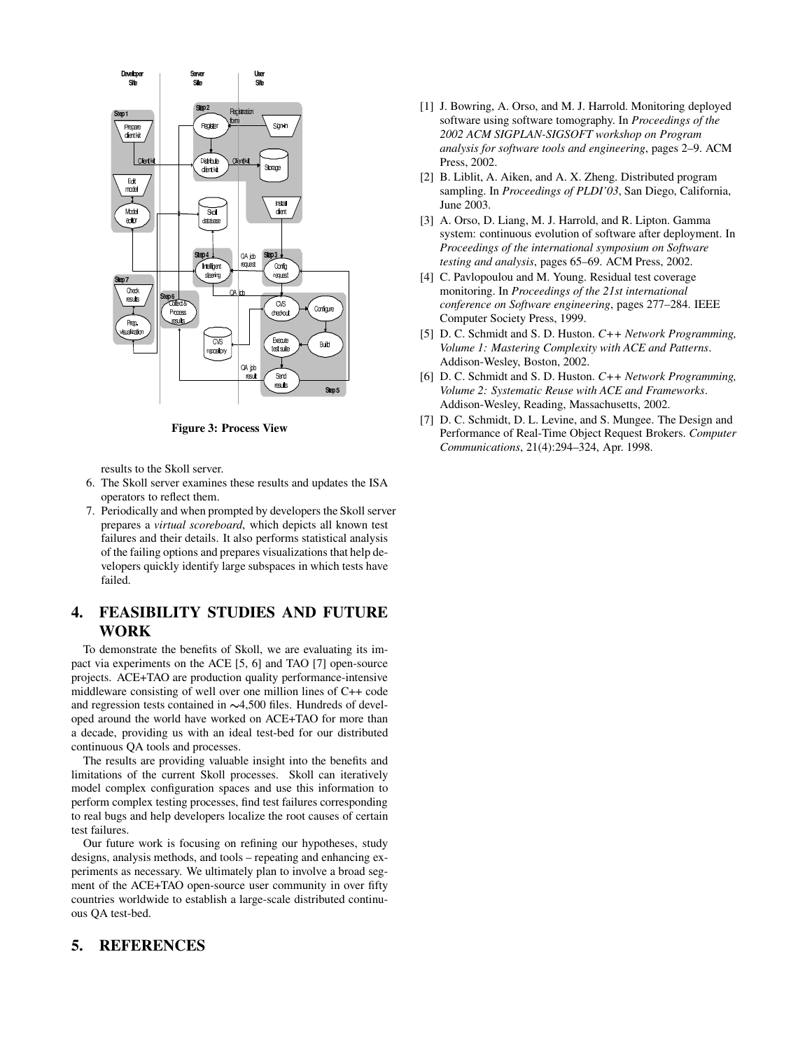Developer Site

Server Site

User Site

Step 1

Prepare client kit

Step 2

Register

Registration form

Sign-in

Client kit

Distribute client kit

Client kit

Storage

Edit model

Model editor

Skoll database

Install client

Step 4

Intelligent steering

QA job request

Step 3

Config request

Step 7

Check results

Step 6

Collect & Process results

QA job

CVS checkout

Configure

Rep. visualization

CVS repository

Execute test suite

Build

QA job result

Send results

Step 5

**Figure 3: Process View**

results to the Skoll server.

6. The Skoll server examines these results and updates the ISA operators to reflect them.
7. Periodically and when prompted by developers the Skoll server prepares a *virtual scoreboard*, which depicts all known test failures and their details. It also performs statistical analysis of the failing options and prepares visualizations that help developers quickly identify large subspaces in which tests have failed.

## 4. FEASIBILITY STUDIES AND FUTURE WORK

To demonstrate the benefits of Skoll, we are evaluating its impact via experiments on the ACE [5, 6] and TAO [7] open-source projects. ACE+TAO are production quality performance-intensive middleware consisting of well over one million lines of C++ code and regression tests contained in ∼4,500 files. Hundreds of developed around the world have worked on ACE+TAO for more than a decade, providing us with an ideal test-bed for our distributed continuous QA tools and processes.

The results are providing valuable insight into the benefits and limitations of the current Skoll processes. Skoll can iteratively model complex configuration spaces and use this information to perform complex testing processes, find test failures corresponding to real bugs and help developers localize the root causes of certain test failures.

Our future work is focusing on refining our hypotheses, study designs, analysis methods, and tools – repeating and enhancing experiments as necessary. We ultimately plan to involve a broad segment of the ACE+TAO open-source user community in over fifty countries worldwide to establish a large-scale distributed continuous QA test-bed.

## 5. REFERENCES

[1] J. Bowring, A. Orso, and M. J. Harrold. Monitoring deployed software using software tomography. In *Proceedings of the 2002 ACM SIGPLAN-SIGSOFT workshop on Program analysis for software tools and engineering*, pages 2–9. ACM Press, 2002.

[2] B. Liblit, A. Aiken, and A. X. Zheng. Distributed program sampling. In *Proceedings of PLDI'03*, San Diego, California, June 2003.

[3] A. Orso, D. Liang, M. J. Harrold, and R. Lipton. Gamma system: continuous evolution of software after deployment. In *Proceedings of the international symposium on Software testing and analysis*, pages 65–69. ACM Press, 2002.

[4] C. Pavlopoulou and M. Young. Residual test coverage monitoring. In *Proceedings of the 21st international conference on Software engineering*, pages 277–284. IEEE Computer Society Press, 1999.

[5] D. C. Schmidt and S. D. Huston. *C++ Network Programming, Volume 1: Mastering Complexity with ACE and Patterns*. Addison-Wesley, Boston, 2002.

[6] D. C. Schmidt and S. D. Huston. *C++ Network Programming, Volume 2: Systematic Reuse with ACE and Frameworks*. Addison-Wesley, Reading, Massachusetts, 2002.

[7] D. C. Schmidt, D. L. Levine, and S. Mungee. The Design and Performance of Real-Time Object Request Brokers. *Computer Communications*, 21(4):294–324, Apr. 1998.